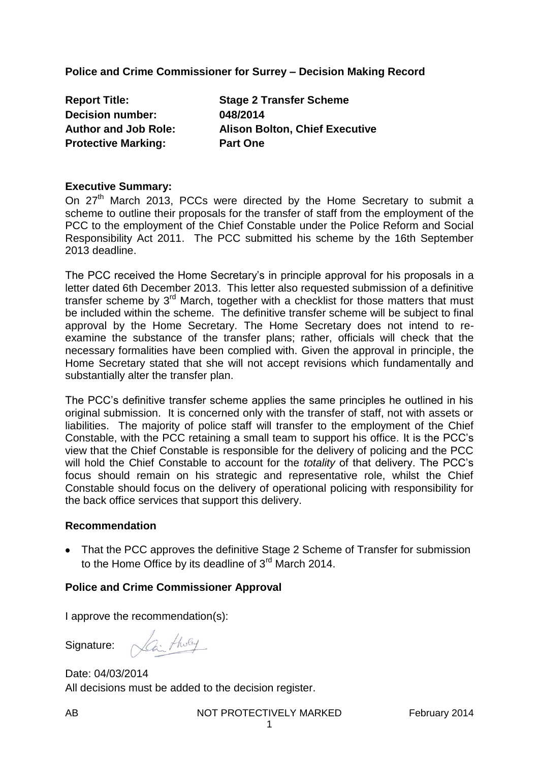**Police and Crime Commissioner for Surrey – Decision Making Record**

**Report Title:** **Stage 2 Transfer Scheme**
**Decision number:** **048/2014**
**Author and Job Role:** **Alison Bolton, Chief Executive**
**Protective Marking:** **Part One**

**Executive Summary:**

On 27th March 2013, PCCs were directed by the Home Secretary to submit a scheme to outline their proposals for the transfer of staff from the employment of the PCC to the employment of the Chief Constable under the Police Reform and Social Responsibility Act 2011. The PCC submitted his scheme by the 16th September 2013 deadline.

The PCC received the Home Secretary's in principle approval for his proposals in a letter dated 6th December 2013. This letter also requested submission of a definitive transfer scheme by 3rd March, together with a checklist for those matters that must be included within the scheme. The definitive transfer scheme will be subject to final approval by the Home Secretary. The Home Secretary does not intend to re-examine the substance of the transfer plans; rather, officials will check that the necessary formalities have been complied with. Given the approval in principle, the Home Secretary stated that she will not accept revisions which fundamentally and substantially alter the transfer plan.

The PCC's definitive transfer scheme applies the same principles he outlined in his original submission. It is concerned only with the transfer of staff, not with assets or liabilities. The majority of police staff will transfer to the employment of the Chief Constable, with the PCC retaining a small team to support his office. It is the PCC's view that the Chief Constable is responsible for the delivery of policing and the PCC will hold the Chief Constable to account for the *totality* of that delivery. The PCC's focus should remain on his strategic and representative role, whilst the Chief Constable should focus on the delivery of operational policing with responsibility for the back office services that support this delivery.

**Recommendation**

- That the PCC approves the definitive Stage 2 Scheme of Transfer for submission to the Home Office by its deadline of 3rd March 2014.

**Police and Crime Commissioner Approval**

I approve the recommendation(s):

Signature:

Date: 04/03/2014

All decisions must be added to the decision register.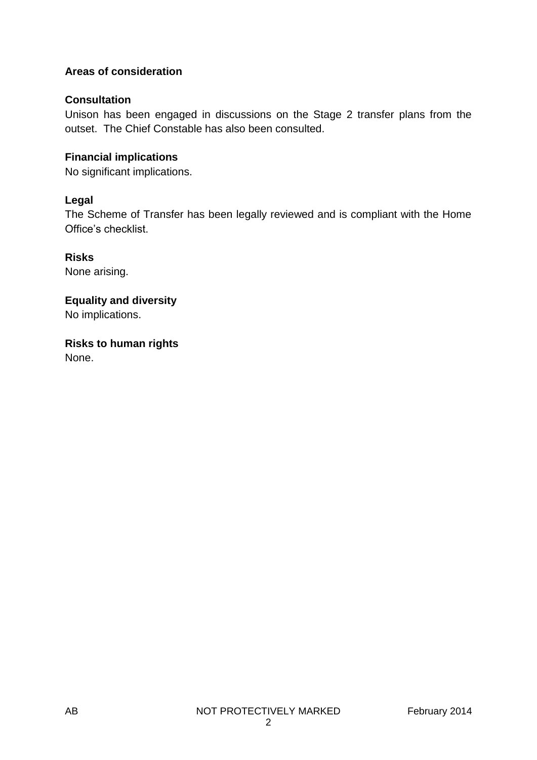**Areas of consideration**

**Consultation**

Unison has been engaged in discussions on the Stage 2 transfer plans from the outset. The Chief Constable has also been consulted.

**Financial implications**

No significant implications.

**Legal**

The Scheme of Transfer has been legally reviewed and is compliant with the Home Office's checklist.

**Risks**

None arising.

**Equality and diversity**

No implications.

**Risks to human rights**

None.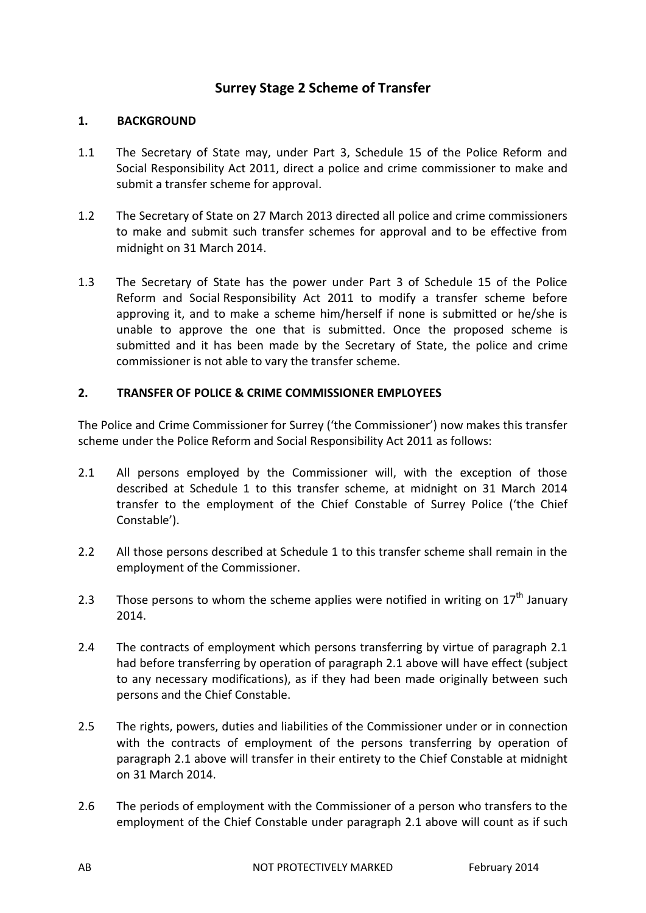# Surrey Stage 2 Scheme of Transfer

## 1. BACKGROUND

1.1 The Secretary of State may, under Part 3, Schedule 15 of the Police Reform and Social Responsibility Act 2011, direct a police and crime commissioner to make and submit a transfer scheme for approval.

1.2 The Secretary of State on 27 March 2013 directed all police and crime commissioners to make and submit such transfer schemes for approval and to be effective from midnight on 31 March 2014.

1.3 The Secretary of State has the power under Part 3 of Schedule 15 of the Police Reform and Social Responsibility Act 2011 to modify a transfer scheme before approving it, and to make a scheme him/herself if none is submitted or he/she is unable to approve the one that is submitted. Once the proposed scheme is submitted and it has been made by the Secretary of State, the police and crime commissioner is not able to vary the transfer scheme.

## 2. TRANSFER OF POLICE & CRIME COMMISSIONER EMPLOYEES

The Police and Crime Commissioner for Surrey ('the Commissioner') now makes this transfer scheme under the Police Reform and Social Responsibility Act 2011 as follows:

2.1 All persons employed by the Commissioner will, with the exception of those described at Schedule 1 to this transfer scheme, at midnight on 31 March 2014 transfer to the employment of the Chief Constable of Surrey Police ('the Chief Constable').

2.2 All those persons described at Schedule 1 to this transfer scheme shall remain in the employment of the Commissioner.

2.3 Those persons to whom the scheme applies were notified in writing on 17th January 2014.

2.4 The contracts of employment which persons transferring by virtue of paragraph 2.1 had before transferring by operation of paragraph 2.1 above will have effect (subject to any necessary modifications), as if they had been made originally between such persons and the Chief Constable.

2.5 The rights, powers, duties and liabilities of the Commissioner under or in connection with the contracts of employment of the persons transferring by operation of paragraph 2.1 above will transfer in their entirety to the Chief Constable at midnight on 31 March 2014.

2.6 The periods of employment with the Commissioner of a person who transfers to the employment of the Chief Constable under paragraph 2.1 above will count as if such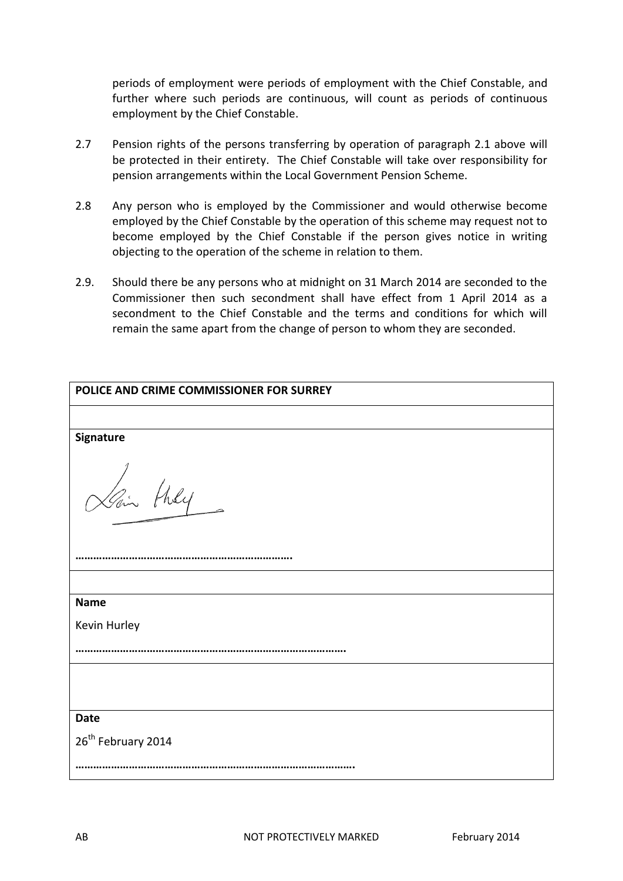periods of employment were periods of employment with the Chief Constable, and further where such periods are continuous, will count as periods of continuous employment by the Chief Constable.

2.7 Pension rights of the persons transferring by operation of paragraph 2.1 above will be protected in their entirety. The Chief Constable will take over responsibility for pension arrangements within the Local Government Pension Scheme.

2.8 Any person who is employed by the Commissioner and would otherwise become employed by the Chief Constable by the operation of this scheme may request not to become employed by the Chief Constable if the person gives notice in writing objecting to the operation of the scheme in relation to them.

2.9. Should there be any persons who at midnight on 31 March 2014 are seconded to the Commissioner then such secondment shall have effect from 1 April 2014 as a secondment to the Chief Constable and the terms and conditions for which will remain the same apart from the change of person to whom they are seconded.

| **POLICE AND CRIME COMMISSIONER FOR SURREY** |
|---|
| |
| **Signature** ……………………………………………………………. |
| |
| **Name** Kevin Hurley ……………………………………………………………………………. |
| |
| **Date** 26th February 2014 ………………………………………………………………………………. |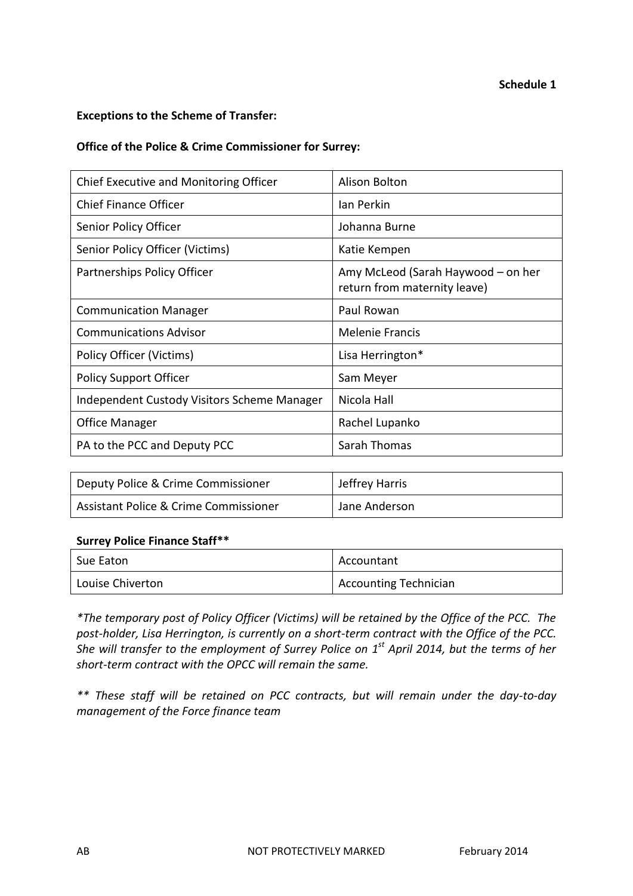**Schedule 1**

**Exceptions to the Scheme of Transfer:**

**Office of the Police & Crime Commissioner for Surrey:**

| | |
|---|---|
| Chief Executive and Monitoring Officer | Alison Bolton |
| Chief Finance Officer | Ian Perkin |
| Senior Policy Officer | Johanna Burne |
| Senior Policy Officer (Victims) | Katie Kempen |
| Partnerships Policy Officer | Amy McLeod (Sarah Haywood – on her return from maternity leave) |
| Communication Manager | Paul Rowan |
| Communications Advisor | Melenie Francis |
| Policy Officer (Victims) | Lisa Herrington* |
| Policy Support Officer | Sam Meyer |
| Independent Custody Visitors Scheme Manager | Nicola Hall |
| Office Manager | Rachel Lupanko |
| PA to the PCC and Deputy PCC | Sarah Thomas |

| | |
|---|---|
| Deputy Police & Crime Commissioner | Jeffrey Harris |
| Assistant Police & Crime Commissioner | Jane Anderson |

**Surrey Police Finance Staff****

| | |
|---|---|
| Sue Eaton | Accountant |
| Louise Chiverton | Accounting Technician |

**The temporary post of Policy Officer (Victims) will be retained by the Office of the PCC. The post-holder, Lisa Herrington, is currently on a short-term contract with the Office of the PCC. She will transfer to the employment of Surrey Police on 1st April 2014, but the terms of her short-term contract with the OPCC will remain the same.*

*** These staff will be retained on PCC contracts, but will remain under the day-to-day management of the Force finance team*